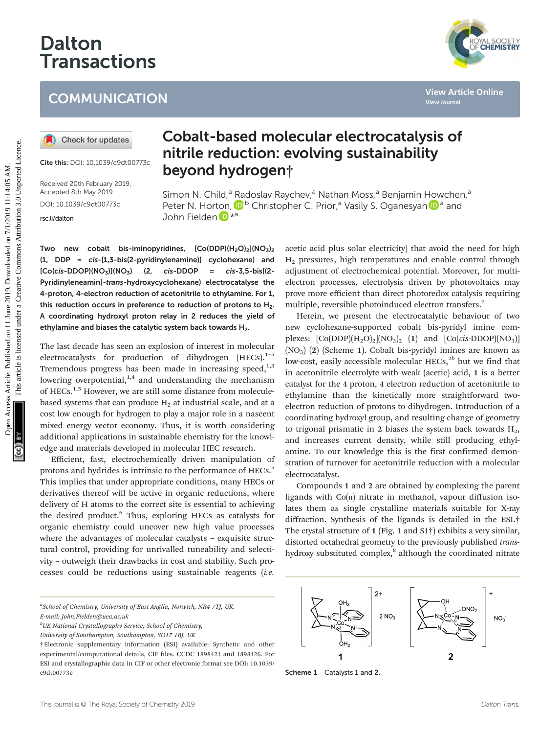# Dalton Transactions

## COMMUNICATION

Cite this: DOI: 10.1039/c9dt00773c

Received 20th February 2019, Accepted 8th May 2019

DOI: 10.1039/c9dt00773c

rsc.li/dalton

# Cobalt-based molecular electrocatalysis of nitrile reduction: evolving sustainability beyond hydrogen†

Simon N. Child,[a] Radoslav Raychev,[a] Nathan Moss,[a] Benjamin Howchen,[a] Peter N. Horton,[b] Christopher C. Prior,[a] Vasily S. Oganesyan[a] and John Fielden*[a]

**Two new cobalt bis-iminopyridines, $[Co(DDP)(H_2O)_2](NO_3)_2$ (1, DDP = *cis*-[1,3-bis(2-pyridinylenamine)] cyclohexane) and $[Co(cis\text{-DDOP})(NO_3)](NO_3)$ (2, *cis*-DDOP = *cis*-3,5-bis[(2-Pyridinyleneamin]-*trans*-hydroxycyclohexane) electrocatalyse the 4-proton, 4-electron reduction of acetonitrile to ethylamine. For 1, this reduction occurs in preference to reduction of protons to $H_2$. A coordinating hydroxyl proton relay in 2 reduces the yield of ethylamine and biases the catalytic system back towards $H_2$.**

The last decade has seen an explosion of interest in molecular electrocatalysts for production of dihydrogen (HECs).[1–5] Tremendous progress has been made in increasing speed,[1,3] lowering overpotential,[1,4] and understanding the mechanism of HECs.[1,5] However, we are still some distance from molecule-based systems that can produce $H_2$ at industrial scale, and at a cost low enough for hydrogen to play a major role in a nascent mixed energy vector economy. Thus, it is worth considering additional applications in sustainable chemistry for the knowledge and materials developed in molecular HEC research.

Efficient, fast, electrochemically driven manipulation of protons and hydrides is intrinsic to the performance of HECs.[5] This implies that under appropriate conditions, many HECs or derivatives thereof will be active in organic reductions, where delivery of H atoms to the correct site is essential to achieving the desired product.[6] Thus, exploring HECs as catalysts for organic chemistry could uncover new high value processes where the advantages of molecular catalysts – exquisite structural control, providing for unrivalled tuneability and selectivity – outweigh their drawbacks in cost and stability. Such processes could be reductions using sustainable reagents (*i.e.* acetic acid plus solar electricity) that avoid the need for high $H_2$ pressures, high temperatures and enable control through adjustment of electrochemical potential. Moreover, for multi-electron processes, electrolysis driven by photovoltaics may prove more efficient than direct photoredox catalysis requiring multiple, reversible photoinduced electron transfers.[7]

Herein, we present the electrocatalytic behaviour of two new cyclohexane-supported cobalt bis-pyridyl imine complexes: $[Co(DDP)(H_2O)_2](NO_3)_2$ (**1**) and $[Co(cis\text{-DDOP})(NO_3)](NO_3)$ (**2**) (Scheme 1). Cobalt bis-pyridyl imines are known as low-cost, easily accessible molecular HECs,[2b] but we find that in acetonitrile electrolyte with weak (acetic) acid, **1** is a better catalyst for the 4 proton, 4 electron reduction of acetonitrile to ethylamine than the kinetically more straightforward two-electron reduction of protons to dihydrogen. Introduction of a coordinating hydroxyl group, and resulting change of geometry to trigonal prismatic in **2** biases the system back towards $H_2$, and increases current density, while still producing ethylamine. To our knowledge this is the first confirmed demonstration of turnover for acetonitrile reduction with a molecular electrocatalyst.

Compounds **1** and **2** are obtained by complexing the parent ligands with Co(II) nitrate in methanol, vapour diffusion isolates them as single crystalline materials suitable for X-ray diffraction. Synthesis of the ligands is detailed in the ESI.† The crystal structure of **1** (Fig. 1 and S1†) exhibits a very similar, distorted octahedral geometry to the previously published *trans*-hydroxy substituted complex,[8] although the coordinated nitrate

Scheme 1 Catalysts 1 and 2.

---

[a]School of Chemistry, University of East Anglia, Norwich, NR4 7TJ, UK. E-mail: John.Fielden@uea.ac.uk

[b]UK National Crystallography Service, School of Chemistry, University of Southampton, Southampton, SO17 1BJ, UK

†Electronic supplementary information (ESI) available: Synthetic and other experimental/computational details, CIF files. CCDC 1898421 and 1898426. For ESI and crystallographic data in CIF or other electronic format see DOI: 10.1039/c9dt00773c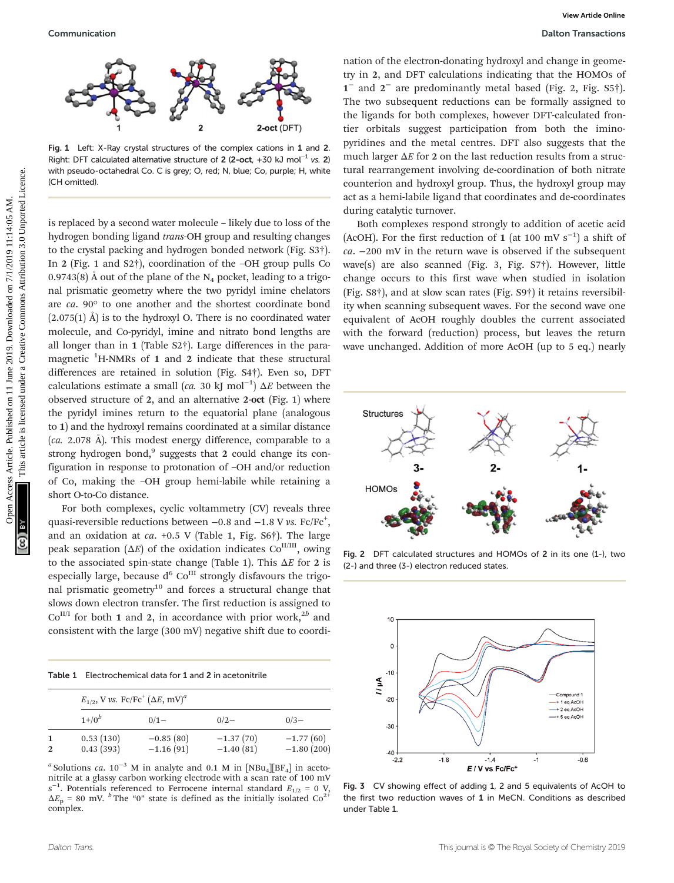Fig. 1 Left: X-Ray crystal structures of the complex cations in **1** and **2**. Right: DFT calculated alternative structure of **2** (**2-oct**, +30 kJ mol$^{-1}$ *vs.* **2**) with pseudo-octahedral Co. C is grey; O, red; N, blue; Co, purple; H, white (CH omitted).

is replaced by a second water molecule – likely due to loss of the hydrogen bonding ligand *trans*-OH group and resulting changes to the crystal packing and hydrogen bonded network (Fig. S3†). In **2** (Fig. 1 and S2†), coordination of the –OH group pulls Co 0.9743(8) Å out of the plane of the $N_4$ pocket, leading to a trigonal prismatic geometry where the two pyridyl imine chelators are *ca.* 90° to one another and the shortest coordinate bond (2.075(1) Å) is to the hydroxyl O. There is no coordinated water molecule, and Co-pyridyl, imine and nitrato bond lengths are all longer than in **1** (Table S2†). Large differences in the paramagnetic $^1$H-NMRs of **1** and **2** indicate that these structural differences are retained in solution (Fig. S4†). Even so, DFT calculations estimate a small (*ca.* 30 kJ mol$^{-1}$) $\Delta E$ between the observed structure of **2**, and an alternative **2-oct** (Fig. 1) where the pyridyl imines return to the equatorial plane (analogous to **1**) and the hydroxyl remains coordinated at a similar distance (*ca.* 2.078 Å). This modest energy difference, comparable to a strong hydrogen bond,[9] suggests that **2** could change its configuration in response to protonation of –OH and/or reduction of Co, making the –OH group hemi-labile while retaining a short O-to-Co distance.

For both complexes, cyclic voltammetry (CV) reveals three quasi-reversible reductions between −0.8 and −1.8 V *vs.* Fc/Fc$^+$, and an oxidation at *ca.* +0.5 V (Table 1, Fig. S6†). The large peak separation ($\Delta E$) of the oxidation indicates Co$^{II/III}$, owing to the associated spin-state change (Table 1). This $\Delta E$ for **2** is especially large, because d$^6$ Co$^{III}$ strongly disfavours the trigonal prismatic geometry[10] and forces a structural change that slows down electron transfer. The first reduction is assigned to Co$^{II/I}$ for both **1** and **2**, in accordance with prior work,[2b] and consistent with the large (300 mV) negative shift due to coordination of the electron-donating hydroxyl and change in geometry in **2**, and DFT calculations indicating that the HOMOs of **1**$^-$ and **2**$^-$ are predominantly metal based (Fig. 2, Fig. S5†). The two subsequent reductions can be formally assigned to the ligands for both complexes, however DFT-calculated frontier orbitals suggest participation from both the imino-pyridines and the metal centres. DFT also suggests that the much larger $\Delta E$ for **2** on the last reduction results from a structural rearrangement involving de-coordination of both nitrate counterion and hydroxyl group. Thus, the hydroxyl group may act as a hemi-labile ligand that coordinates and de-coordinates during catalytic turnover.

Both complexes respond strongly to addition of acetic acid (AcOH). For the first reduction of **1** (at 100 mV s$^{-1}$) a shift of *ca.* −200 mV in the return wave is observed if the subsequent wave(s) are also scanned (Fig. 3, Fig. S7†). However, little change occurs to this first wave when studied in isolation (Fig. S8†), and at slow scan rates (Fig. S9†) it retains reversibility when scanning subsequent waves. For the second wave one equivalent of AcOH roughly doubles the current associated with the forward (reduction) process, but leaves the return wave unchanged. Addition of more AcOH (up to 5 eq.) nearly

Table 1 Electrochemical data for **1** and **2** in acetonitrile

| | $E_{1/2}$, V *vs.* Fc/Fc$^+$ ($\Delta E$, mV)[a] | | | |
|---|---|---|---|---|
| | 1+/0[b] | 0/1− | 0/2− | 0/3− |
| **1** | 0.53 (130) | −0.85 (80) | −1.37 (70) | −1.77 (60) |
| **2** | 0.43 (393) | −1.16 (91) | −1.40 (81) | −1.80 (200) |

[a] Solutions *ca.* 10$^{-3}$ M in analyte and 0.1 M in [NBu$_4$][BF$_4$] in acetonitrile at a glassy carbon working electrode with a scan rate of 100 mV s$^{-1}$. Potentials referenced to Ferrocene internal standard $E_{1/2}$ = 0 V, $\Delta E_p$ = 80 mV. [b] The "0" state is defined as the initially isolated Co$^{2+}$ complex.

Fig. 2 DFT calculated structures and HOMOs of **2** in its one (1-), two (2-) and three (3-) electron reduced states.

Fig. 3 CV showing effect of adding 1, 2 and 5 equivalents of AcOH to the first two reduction waves of **1** in MeCN. Conditions as described under Table 1.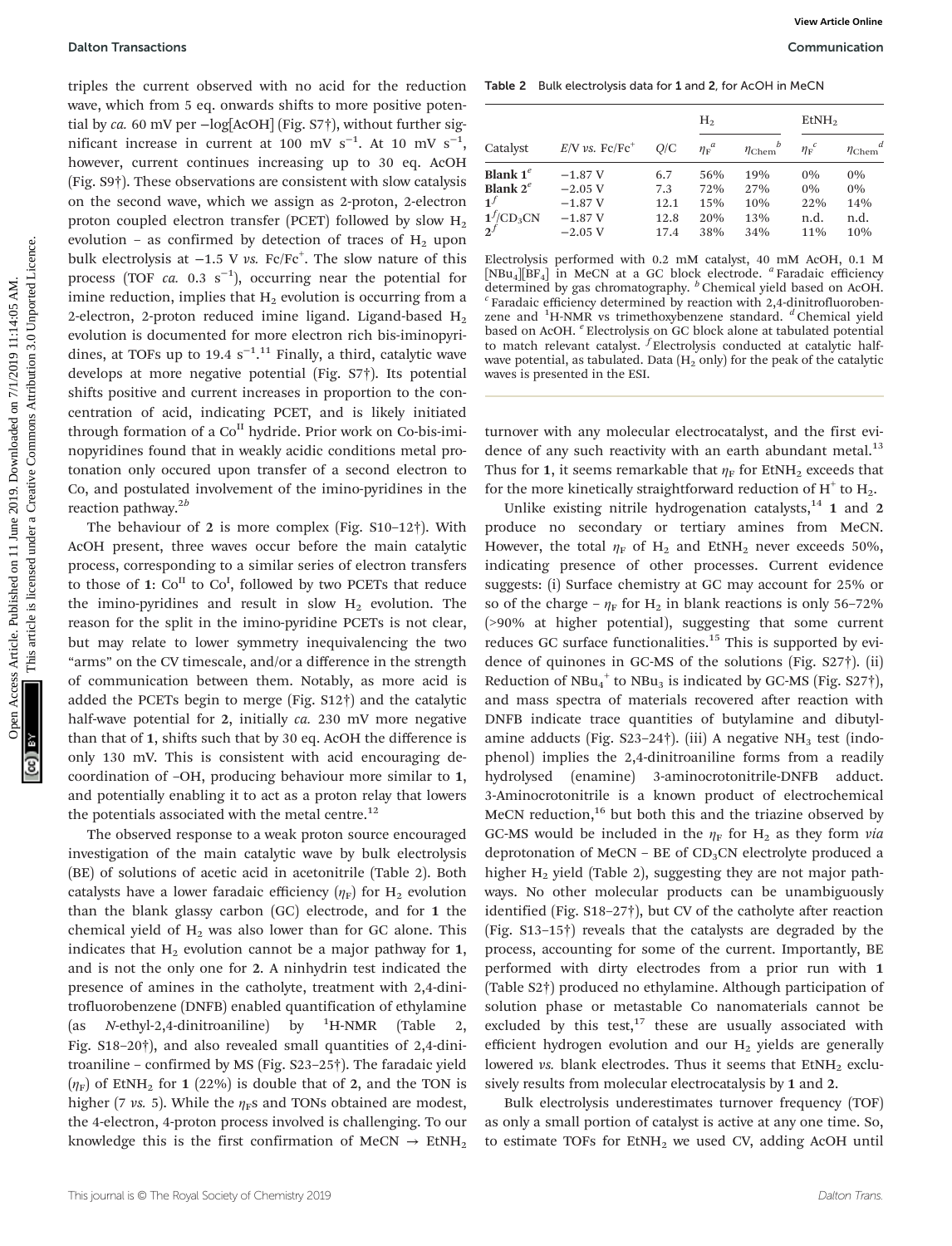triples the current observed with no acid for the reduction wave, which from 5 eq. onwards shifts to more positive potential by *ca.* 60 mV per −log[AcOH] (Fig. S7†), without further significant increase in current at 100 mV $s^{-1}$. At 10 mV $s^{-1}$, however, current continues increasing up to 30 eq. AcOH (Fig. S9†). These observations are consistent with slow catalysis on the second wave, which we assign as 2-proton, 2-electron proton coupled electron transfer (PCET) followed by slow $H_2$ evolution – as confirmed by detection of traces of $H_2$ upon bulk electrolysis at −1.5 V *vs.* $Fc/Fc^+$. The slow nature of this process (TOF *ca.* 0.3 $s^{-1}$), occurring near the potential for imine reduction, implies that $H_2$ evolution is occurring from a 2-electron, 2-proton reduced imine ligand. Ligand-based $H_2$ evolution is documented for more electron rich bis-iminopyridines, at TOFs up to 19.4 $s^{-1}$.[11] Finally, a third, catalytic wave develops at more negative potential (Fig. S7†). Its potential shifts positive and current increases in proportion to the concentration of acid, indicating PCET, and is likely initiated through formation of a $Co^{II}$ hydride. Prior work on Co-bis-iminopyridines found that in weakly acidic conditions metal protonation only occured upon transfer of a second electron to Co, and postulated involvement of the imino-pyridines in the reaction pathway.[2b]

The behaviour of **2** is more complex (Fig. S10–12†). With AcOH present, three waves occur before the main catalytic process, corresponding to a similar series of electron transfers to those of **1**: $Co^{II}$ to $Co^{I}$, followed by two PCETs that reduce the imino-pyridines and result in slow $H_2$ evolution. The reason for the split in the imino-pyridine PCETs is not clear, but may relate to lower symmetry inequivalencing the two "arms" on the CV timescale, and/or a difference in the strength of communication between them. Notably, as more acid is added the PCETs begin to merge (Fig. S12†) and the catalytic half-wave potential for **2**, initially *ca.* 230 mV more negative than that of **1**, shifts such that by 30 eq. AcOH the difference is only 130 mV. This is consistent with acid encouraging de-coordination of –OH, producing behaviour more similar to **1**, and potentially enabling it to act as a proton relay that lowers the potentials associated with the metal centre.[12]

The observed response to a weak proton source encouraged investigation of the main catalytic wave by bulk electrolysis (BE) of solutions of acetic acid in acetonitrile (Table 2). Both catalysts have a lower faradaic efficiency ($\eta_F$) for $H_2$ evolution than the blank glassy carbon (GC) electrode, and for **1** the chemical yield of $H_2$ was also lower than for GC alone. This indicates that $H_2$ evolution cannot be a major pathway for **1**, and is not the only one for **2**. A ninhydrin test indicated the presence of amines in the catholyte, treatment with 2,4-dinitrofluorobenzene (DNFB) enabled quantification of ethylamine (as *N*-ethyl-2,4-dinitroaniline) by $^1$H-NMR (Table 2, Fig. S18–20†), and also revealed small quantities of 2,4-dinitroaniline – confirmed by MS (Fig. S23–25†). The faradaic yield ($\eta_F$) of $EtNH_2$ for **1** (22%) is double that of **2**, and the TON is higher (7 *vs.* 5). While the $\eta_F$s and TONs obtained are modest, the 4-electron, 4-proton process involved is challenging. To our knowledge this is the first confirmation of $MeCN \rightarrow EtNH_2$ turnover with any molecular electrocatalyst, and the first evidence of any such reactivity with an earth abundant metal.[13] Thus for **1**, it seems remarkable that $\eta_F$ for $EtNH_2$ exceeds that for the more kinetically straightforward reduction of $H^+$ to $H_2$.

Table 2 Bulk electrolysis data for **1** and **2**, for AcOH in MeCN

| Catalyst | *E*/V *vs.* $Fc/Fc^+$ | *Q*/C | $H_2$ | | $EtNH_2$ | |
|---|---|---|---|---|---|---|
| | | | $\eta_F$[a] | $\eta_{Chem}$[b] | $\eta_F$[c] | $\eta_{Chem}$[d] |
| Blank **1**[e] | −1.87 V | 6.7 | 56% | 19% | 0% | 0% |
| Blank **2**[e] | −2.05 V | 7.3 | 72% | 27% | 0% | 0% |
| **1**[f] | −1.87 V | 12.1 | 15% | 10% | 22% | 14% |
| **1**[f]/$CD_3CN$ | −1.87 V | 12.8 | 20% | 13% | n.d. | n.d. |
| **2**[f] | −2.05 V | 17.4 | 38% | 34% | 11% | 10% |

Electrolysis performed with 0.2 mM catalyst, 40 mM AcOH, 0.1 M $[NBu_4][BF_4]$ in MeCN at a GC block electrode. [a] Faradaic efficiency determined by gas chromatography. [b] Chemical yield based on AcOH. [c] Faradaic efficiency determined by reaction with 2,4-dinitrofluorobenzene and $^1$H-NMR vs trimethoxybenzene standard. [d] Chemical yield based on AcOH. [e] Electrolysis on GC block alone at tabulated potential to match relevant catalyst. [f] Electrolysis conducted at catalytic half-wave potential, as tabulated. Data ($H_2$ only) for the peak of the catalytic waves is presented in the ESI.

Unlike existing nitrile hydrogenation catalysts,[14] **1** and **2** produce no secondary or tertiary amines from MeCN. However, the total $\eta_F$ of $H_2$ and $EtNH_2$ never exceeds 50%, indicating presence of other processes. Current evidence suggests: (i) Surface chemistry at GC may account for 25% or so of the charge – $\eta_F$ for $H_2$ in blank reactions is only 56–72% (>90% at higher potential), suggesting that some current reduces GC surface functionalities.[15] This is supported by evidence of quinones in GC-MS of the solutions (Fig. S27†). (ii) Reduction of $NBu_4^+$ to $NBu_3$ is indicated by GC-MS (Fig. S27†), and mass spectra of materials recovered after reaction with DNFB indicate trace quantities of butylamine and dibutylamine adducts (Fig. S23–24†). (iii) A negative $NH_3$ test (indophenol) implies the 2,4-dinitroaniline forms from a readily hydrolysed (enamine) 3-aminocrotonitrile-DNFB adduct. 3-Aminocrotonitrile is a known product of electrochemical MeCN reduction,[16] but both this and the triazine observed by GC-MS would be included in the $\eta_F$ for $H_2$ as they form *via* deprotonation of MeCN – BE of $CD_3CN$ electrolyte produced a higher $H_2$ yield (Table 2), suggesting they are not major pathways. No other molecular products can be unambiguously identified (Fig. S18–27†), but CV of the catholyte after reaction (Fig. S13–15†) reveals that the catalysts are degraded by the process, accounting for some of the current. Importantly, BE performed with dirty electrodes from a prior run with **1** (Table S2†) produced no ethylamine. Although participation of solution phase or metastable Co nanomaterials cannot be excluded by this test,[17] these are usually associated with efficient hydrogen evolution and our $H_2$ yields are generally lowered *vs.* blank electrodes. Thus it seems that $EtNH_2$ exclusively results from molecular electrocatalysis by **1** and **2**.

Bulk electrolysis underestimates turnover frequency (TOF) as only a small portion of catalyst is active at any one time. So, to estimate TOFs for $EtNH_2$ we used CV, adding AcOH until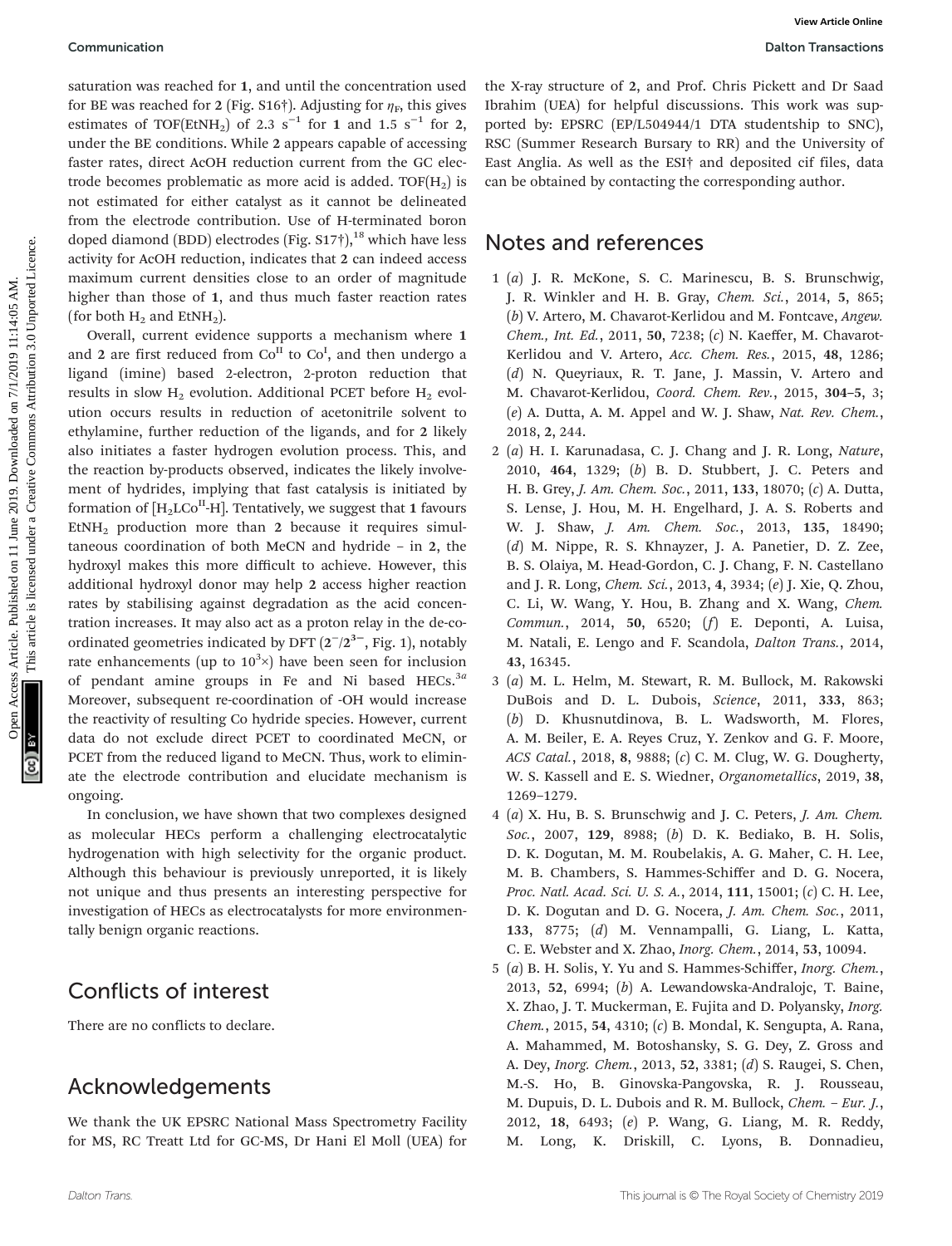saturation was reached for **1**, and until the concentration used for BE was reached for **2** (Fig. S16†). Adjusting for $\eta_F$, this gives estimates of TOF($EtNH_2$) of 2.3 $s^{-1}$ for **1** and 1.5 $s^{-1}$ for **2**, under the BE conditions. While **2** appears capable of accessing faster rates, direct AcOH reduction current from the GC electrode becomes problematic as more acid is added. TOF($H_2$) is not estimated for either catalyst as it cannot be delineated from the electrode contribution. Use of H-terminated boron doped diamond (BDD) electrodes (Fig. S17†),[18] which have less activity for AcOH reduction, indicates that **2** can indeed access maximum current densities close to an order of magnitude higher than those of **1**, and thus much faster reaction rates (for both $H_2$ and $EtNH_2$).

Overall, current evidence supports a mechanism where **1** and **2** are first reduced from $Co^{II}$ to $Co^{I}$, and then undergo a ligand (imine) based 2-electron, 2-proton reduction that results in slow $H_2$ evolution. Additional PCET before $H_2$ evolution occurs results in reduction of acetonitrile solvent to ethylamine, further reduction of the ligands, and for **2** likely also initiates a faster hydrogen evolution process. This, and the reaction by-products observed, indicates the likely involvement of hydrides, implying that fast catalysis is initiated by formation of [$H_2LCo^{II}$-H]. Tentatively, we suggest that **1** favours $EtNH_2$ production more than **2** because it requires simultaneous coordination of both MeCN and hydride – in **2**, the hydroxyl makes this more difficult to achieve. However, this additional hydroxyl donor may help **2** access higher reaction rates by stabilising against degradation as the acid concentration increases. It may also act as a proton relay in the de-coordinated geometries indicated by DFT ($2^-/2^{3-}$, Fig. 1), notably rate enhancements (up to $10^3\times$) have been seen for inclusion of pendant amine groups in Fe and Ni based HECs.[3a] Moreover, subsequent re-coordination of -OH would increase the reactivity of resulting Co hydride species. However, current data do not exclude direct PCET to coordinated MeCN, or PCET from the reduced ligand to MeCN. Thus, work to eliminate the electrode contribution and elucidate mechanism is ongoing.

In conclusion, we have shown that two complexes designed as molecular HECs perform a challenging electrocatalytic hydrogenation with high selectivity for the organic product. Although this behaviour is previously unreported, it is likely not unique and thus presents an interesting perspective for investigation of HECs as electrocatalysts for more environmentally benign organic reactions.

## Conflicts of interest

There are no conflicts to declare.

## Acknowledgements

We thank the UK EPSRC National Mass Spectrometry Facility for MS, RC Treatt Ltd for GC-MS, Dr Hani El Moll (UEA) for the X-ray structure of **2**, and Prof. Chris Pickett and Dr Saad Ibrahim (UEA) for helpful discussions. This work was supported by: EPSRC (EP/L504944/1 DTA studentship to SNC), RSC (Summer Research Bursary to RR) and the University of East Anglia. As well as the ESI† and deposited cif files, data can be obtained by contacting the corresponding author.

## Notes and references

1 (*a*) J. R. McKone, S. C. Marinescu, B. S. Brunschwig, J. R. Winkler and H. B. Gray, *Chem. Sci.*, 2014, **5**, 865; (*b*) V. Artero, M. Chavarot-Kerlidou and M. Fontcave, *Angew. Chem., Int. Ed.*, 2011, **50**, 7238; (*c*) N. Kaeffer, M. Chavarot-Kerlidou and V. Artero, *Acc. Chem. Res.*, 2015, **48**, 1286; (*d*) N. Queyriaux, R. T. Jane, J. Massin, V. Artero and M. Chavarot-Kerlidou, *Coord. Chem. Rev.*, 2015, **304–5**, 3; (*e*) A. Dutta, A. M. Appel and W. J. Shaw, *Nat. Rev. Chem.*, 2018, **2**, 244.

2 (*a*) H. I. Karunadasa, C. J. Chang and J. R. Long, *Nature*, 2010, **464**, 1329; (*b*) B. D. Stubbert, J. C. Peters and H. B. Grey, *J. Am. Chem. Soc.*, 2011, **133**, 18070; (*c*) A. Dutta, S. Lense, J. Hou, M. H. Engelhard, J. A. S. Roberts and W. J. Shaw, *J. Am. Chem. Soc.*, 2013, **135**, 18490; (*d*) M. Nippe, R. S. Khnayzer, J. A. Panetier, D. Z. Zee, B. S. Olaiya, M. Head-Gordon, C. J. Chang, F. N. Castellano and J. R. Long, *Chem. Sci.*, 2013, **4**, 3934; (*e*) J. Xie, Q. Zhou, C. Li, W. Wang, Y. Hou, B. Zhang and X. Wang, *Chem. Commun.*, 2014, **50**, 6520; (*f*) E. Deponti, A. Luisa, M. Natali, E. Lengo and F. Scandola, *Dalton Trans.*, 2014, **43**, 16345.

3 (*a*) M. L. Helm, M. Stewart, R. M. Bullock, M. Rakowski DuBois and D. L. Dubois, *Science*, 2011, **333**, 863; (*b*) D. Khusnutdinova, B. L. Wadsworth, M. Flores, A. M. Beiler, E. A. Reyes Cruz, Y. Zenkov and G. F. Moore, *ACS Catal.*, 2018, **8**, 9888; (*c*) C. M. Clug, W. G. Dougherty, W. S. Kassell and E. S. Wiedner, *Organometallics*, 2019, **38**, 1269–1279.

4 (*a*) X. Hu, B. S. Brunschwig and J. C. Peters, *J. Am. Chem. Soc.*, 2007, **129**, 8988; (*b*) D. K. Bediako, B. H. Solis, D. K. Dogutan, M. M. Roubelakis, A. G. Maher, C. H. Lee, M. B. Chambers, S. Hammes-Schiffer and D. G. Nocera, *Proc. Natl. Acad. Sci. U. S. A.*, 2014, **111**, 15001; (*c*) C. H. Lee, D. K. Dogutan and D. G. Nocera, *J. Am. Chem. Soc.*, 2011, **133**, 8775; (*d*) M. Vennampalli, G. Liang, L. Katta, C. E. Webster and X. Zhao, *Inorg. Chem.*, 2014, **53**, 10094.

5 (*a*) B. H. Solis, Y. Yu and S. Hammes-Schiffer, *Inorg. Chem.*, 2013, **52**, 6994; (*b*) A. Lewandowska-Andralojc, T. Baine, X. Zhao, J. T. Muckerman, E. Fujita and D. Polyansky, *Inorg. Chem.*, 2015, **54**, 4310; (*c*) B. Mondal, K. Sengupta, A. Rana, A. Mahammed, M. Botoshansky, S. G. Dey, Z. Gross and A. Dey, *Inorg. Chem.*, 2013, **52**, 3381; (*d*) S. Raugei, S. Chen, M.-S. Ho, B. Ginovska-Pangovska, R. J. Rousseau, M. Dupuis, D. L. Dubois and R. M. Bullock, *Chem. – Eur. J.*, 2012, **18**, 6493; (*e*) P. Wang, G. Liang, M. R. Reddy, M. Long, K. Driskill, C. Lyons, B. Donnadieu,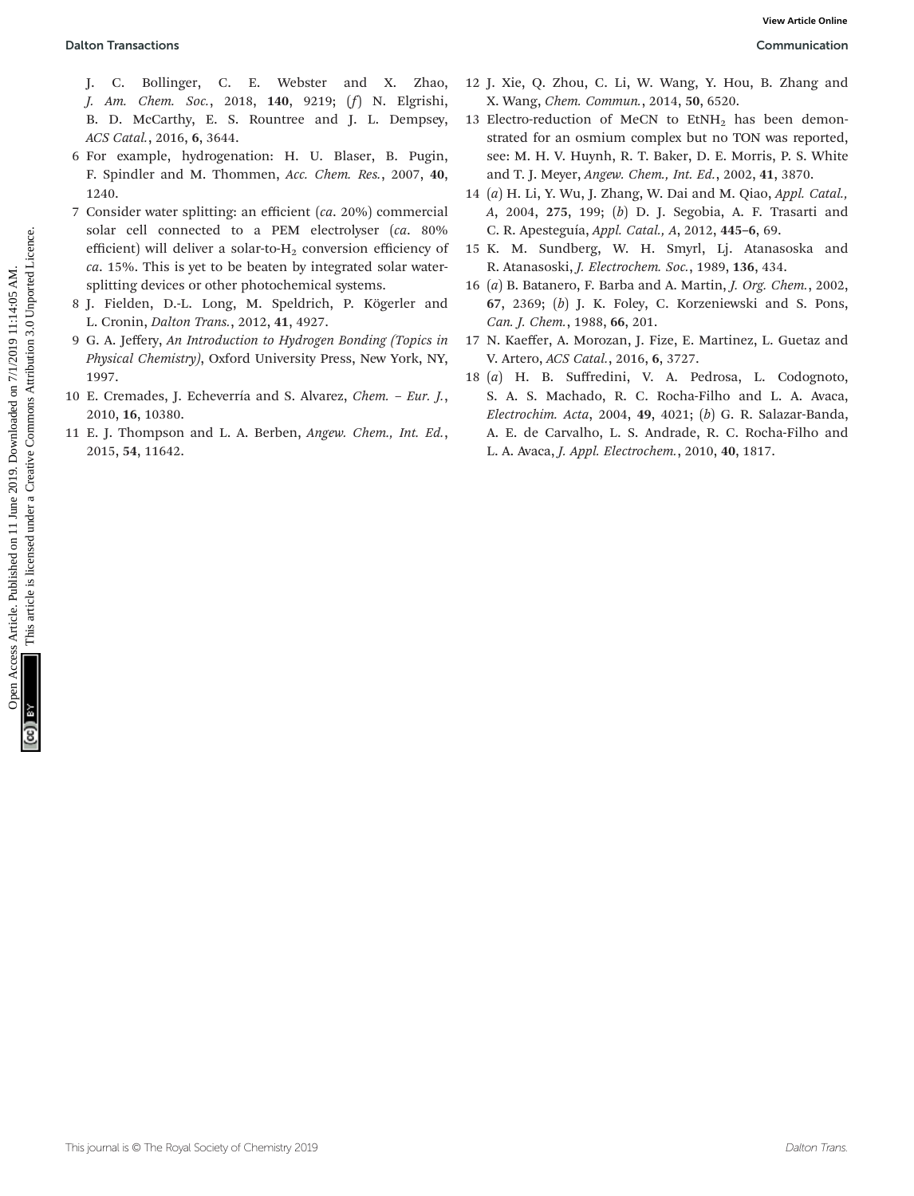J. C. Bollinger, C. E. Webster and X. Zhao, *J. Am. Chem. Soc.*, 2018, **140**, 9219; (*f*) N. Elgrishi, B. D. McCarthy, E. S. Rountree and J. L. Dempsey, *ACS Catal.*, 2016, **6**, 3644.

6 For example, hydrogenation: H. U. Blaser, B. Pugin, F. Spindler and M. Thommen, *Acc. Chem. Res.*, 2007, **40**, 1240.

7 Consider water splitting: an efficient (*ca.* 20%) commercial solar cell connected to a PEM electrolyser (*ca.* 80% efficient) will deliver a solar-to-$H_2$ conversion efficiency of *ca.* 15%. This is yet to be beaten by integrated solar water-splitting devices or other photochemical systems.

8 J. Fielden, D.-L. Long, M. Speldrich, P. Kögerler and L. Cronin, *Dalton Trans.*, 2012, **41**, 4927.

9 G. A. Jeffery, *An Introduction to Hydrogen Bonding (Topics in Physical Chemistry)*, Oxford University Press, New York, NY, 1997.

10 E. Cremades, J. Echeverría and S. Alvarez, *Chem. – Eur. J.*, 2010, **16**, 10380.

11 E. J. Thompson and L. A. Berben, *Angew. Chem., Int. Ed.*, 2015, **54**, 11642.

12 J. Xie, Q. Zhou, C. Li, W. Wang, Y. Hou, B. Zhang and X. Wang, *Chem. Commun.*, 2014, **50**, 6520.

13 Electro-reduction of MeCN to $EtNH_2$ has been demonstrated for an osmium complex but no TON was reported, see: M. H. V. Huynh, R. T. Baker, D. E. Morris, P. S. White and T. J. Meyer, *Angew. Chem., Int. Ed.*, 2002, **41**, 3870.

14 (*a*) H. Li, Y. Wu, J. Zhang, W. Dai and M. Qiao, *Appl. Catal., A*, 2004, **275**, 199; (*b*) D. J. Segobia, A. F. Trasarti and C. R. Apesteguía, *Appl. Catal., A*, 2012, **445–6**, 69.

15 K. M. Sundberg, W. H. Smyrl, Lj. Atanasoska and R. Atanasoski, *J. Electrochem. Soc.*, 1989, **136**, 434.

16 (*a*) B. Batanero, F. Barba and A. Martin, *J. Org. Chem.*, 2002, **67**, 2369; (*b*) J. K. Foley, C. Korzeniewski and S. Pons, *Can. J. Chem.*, 1988, **66**, 201.

17 N. Kaeffer, A. Morozan, J. Fize, E. Martinez, L. Guetaz and V. Artero, *ACS Catal.*, 2016, **6**, 3727.

18 (*a*) H. B. Suffredini, V. A. Pedrosa, L. Codognoto, S. A. S. Machado, R. C. Rocha-Filho and L. A. Avaca, *Electrochim. Acta*, 2004, **49**, 4021; (*b*) G. R. Salazar-Banda, A. E. de Carvalho, L. S. Andrade, R. C. Rocha-Filho and L. A. Avaca, *J. Appl. Electrochem.*, 2010, **40**, 1817.